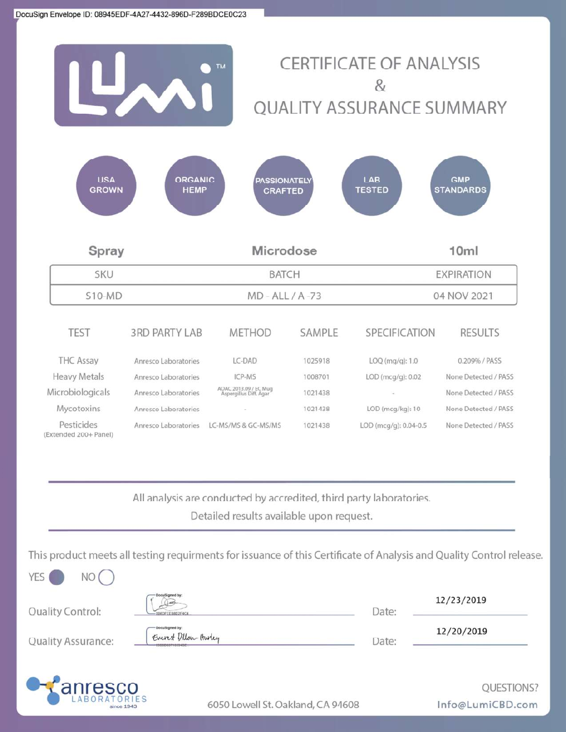DocuSign Envelope ID: 08945EDF-4A27-4432-896D-F289BDCE0C23

# CERTIFICATE OF ANALYSIS & QUALITY ASSURANCE SUMMARY

USA GROWN | ORGANIC HEMP | PASSIONATELY CRAFTED | LAB TESTED | GMP STANDARDS

**Spray** | **Microdose** | **10ml**

| SKU | BATCH | EXPIRATION |
|---|---|---|
| S10-MD | MD - ALL / A -73 | 04 NOV 2021 |

| TEST | 3RD PARTY LAB | METHOD | SAMPLE | SPECIFICATION | RESULTS |
|---|---|---|---|---|---|
| THC Assay | Anresco Laboratories | LC-DAD | 1025918 | LOQ (mg/g): 1.0 | 0.209% / PASS |
| Heavy Metals | Anresco Laboratories | ICP-MS | 1008701 | LOD (mcg/g): 0.02 | None Detected / PASS |
| Microbiologicals | Anresco Laboratories | AOAC 2013.09 / EC Mug Aspergillus Diff. Agar | 1021438 | - | None Detected / PASS |
| Mycotoxins | Anresco Laboratories | - | 1021438 | LOD (mcg/kg): 10 | None Detected / PASS |
| Pesticides (Extended 200+ Panel) | Anresco Laboratories | LC-MS/MS & GC-MS/MS | 1021438 | LOD (mcg/g): 0.04-0.5 | None Detected / PASS |

All analysis are conducted by accredited, third party laboratories.

Detailed results available upon request.

This product meets all testing requirments for issuance of this Certificate of Analysis and Quality Control release.

YES ● NO ○

Quality Control: DocuSigned by: [signature] Date: 12/23/2019

Quality Assurance: DocuSigned by: Everett Dillon-Hurley Date: 12/20/2019

anresco LABORATORIES since 1943

6050 Lowell St. Oakland, CA 94608

QUESTIONS? Info@LumiCBD.com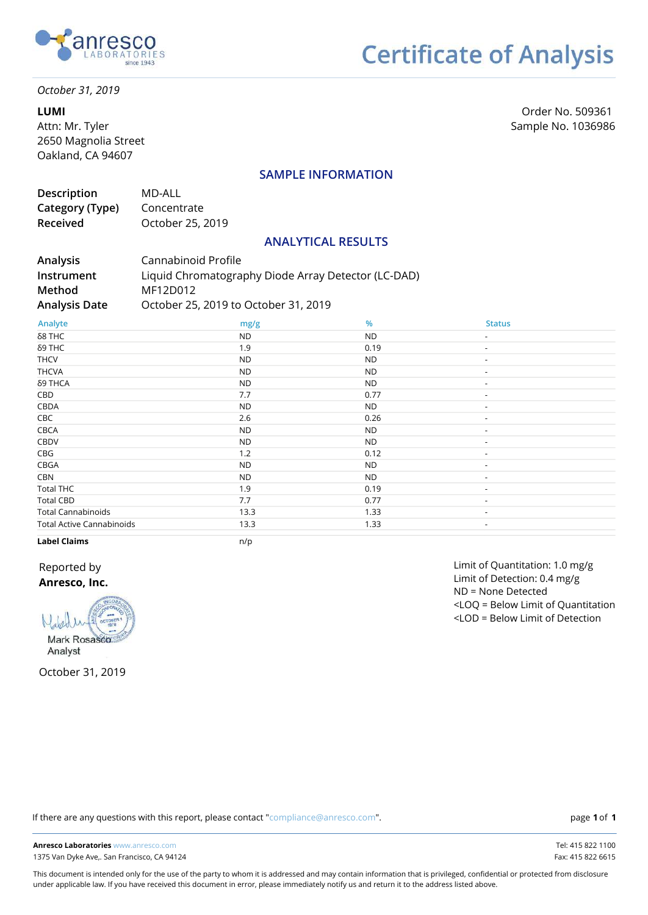# Certificate of Analysis

*October 31, 2019*

**LUMI**
Attn: Mr. Tyler
2650 Magnolia Street
Oakland, CA 94607

Order No. 509361
Sample No. 1036986

## SAMPLE INFORMATION

| | |
|---|---|
| **Description** | MD-ALL |
| **Category (Type)** | Concentrate |
| **Received** | October 25, 2019 |

## ANALYTICAL RESULTS

| | |
|---|---|
| **Analysis** | Cannabinoid Profile |
| **Instrument** | Liquid Chromatography Diode Array Detector (LC-DAD) |
| **Method** | MF12D012 |
| **Analysis Date** | October 25, 2019 to October 31, 2019 |

| Analyte | mg/g | % | Status |
|---|---|---|---|
| δ8 THC | ND | ND | - |
| δ9 THC | 1.9 | 0.19 | - |
| THCV | ND | ND | - |
| THCVA | ND | ND | - |
| δ9 THCA | ND | ND | - |
| CBD | 7.7 | 0.77 | - |
| CBDA | ND | ND | - |
| CBC | 2.6 | 0.26 | - |
| CBCA | ND | ND | - |
| CBDV | ND | ND | - |
| CBG | 1.2 | 0.12 | - |
| CBGA | ND | ND | - |
| CBN | ND | ND | - |
| Total THC | 1.9 | 0.19 | - |
| Total CBD | 7.7 | 0.77 | - |
| Total Cannabinoids | 13.3 | 1.33 | - |
| Total Active Cannabinoids | 13.3 | 1.33 | - |
| **Label Claims** | n/p | | |

Reported by
**Anresco, Inc.**

Mark Rosasco
Analyst

October 31, 2019

Limit of Quantitation: 1.0 mg/g
Limit of Detection: 0.4 mg/g
ND = None Detected
<LOQ = Below Limit of Quantitation
<LOD = Below Limit of Detection

If there are any questions with this report, please contact "compliance@anresco.com".

**Anresco Laboratories** www.anresco.com
1375 Van Dyke Ave,. San Francisco, CA 94124

Tel: 415 822 1100
Fax: 415 822 6615

This document is intended only for the use of the party to whom it is addressed and may contain information that is privileged, confidential or protected from disclosure under applicable law. If you have received this document in error, please immediately notify us and return it to the address listed above.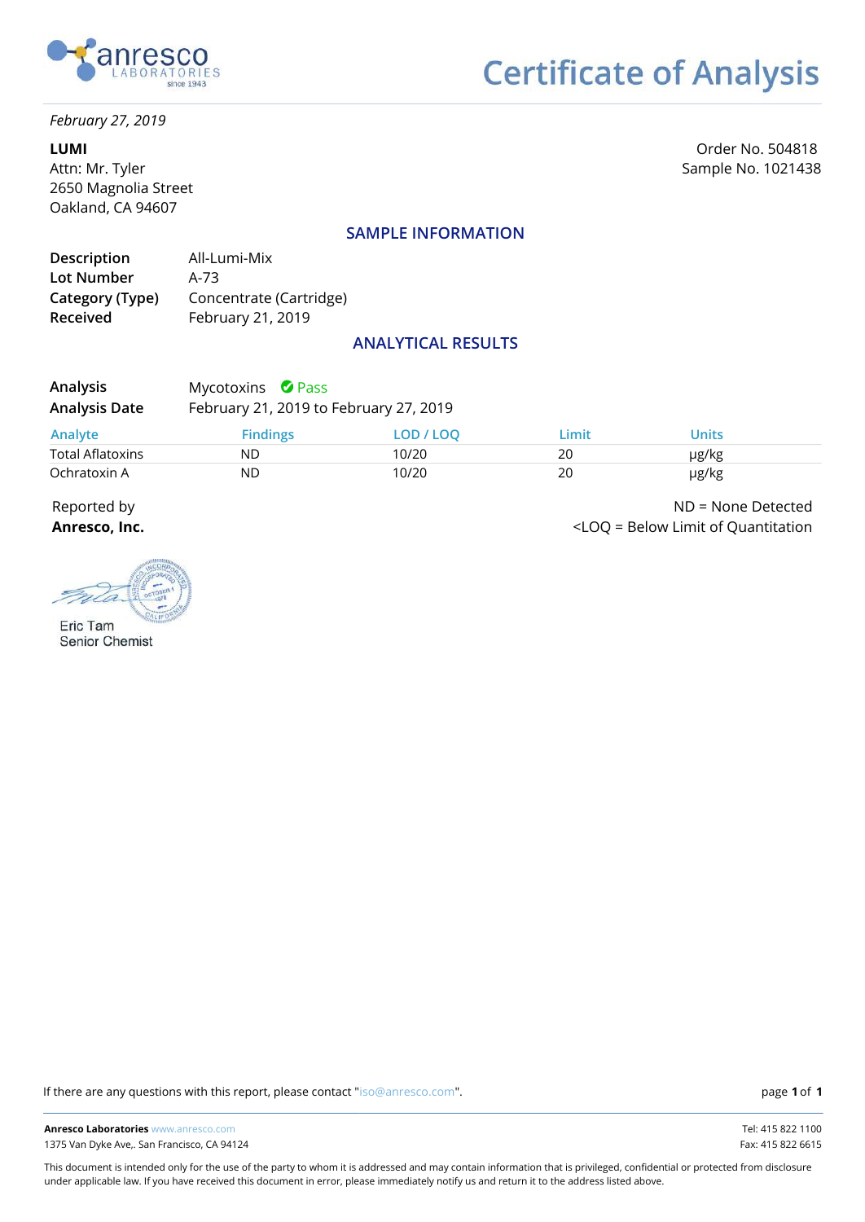anresco LABORATORIES since 1943

# Certificate of Analysis

*February 27, 2019*

**LUMI**
Attn: Mr. Tyler
2650 Magnolia Street
Oakland, CA 94607

Order No. 504818
Sample No. 1021438

## SAMPLE INFORMATION

| | |
|---|---|
| **Description** | All-Lumi-Mix |
| **Lot Number** | A-73 |
| **Category (Type)** | Concentrate (Cartridge) |
| **Received** | February 21, 2019 |

## ANALYTICAL RESULTS

| | |
|---|---|
| **Analysis** | Mycotoxins ✔ Pass |
| **Analysis Date** | February 21, 2019 to February 27, 2019 |

| Analyte | Findings | LOD / LOQ | Limit | Units |
|---|---|---|---|---|
| Total Aflatoxins | ND | 10/20 | 20 | µg/kg |
| Ochratoxin A | ND | 10/20 | 20 | µg/kg |

Reported by
**Anresco, Inc.**

ND = None Detected
<LOQ = Below Limit of Quantitation

Eric Tam
Senior Chemist

If there are any questions with this report, please contact "iso@anresco.com".

**Anresco Laboratories** www.anresco.com
1375 Van Dyke Ave,. San Francisco, CA 94124

Tel: 415 822 1100
Fax: 415 822 6615

This document is intended only for the use of the party to whom it is addressed and may contain information that is privileged, confidential or protected from disclosure under applicable law. If you have received this document in error, please immediately notify us and return it to the address listed above.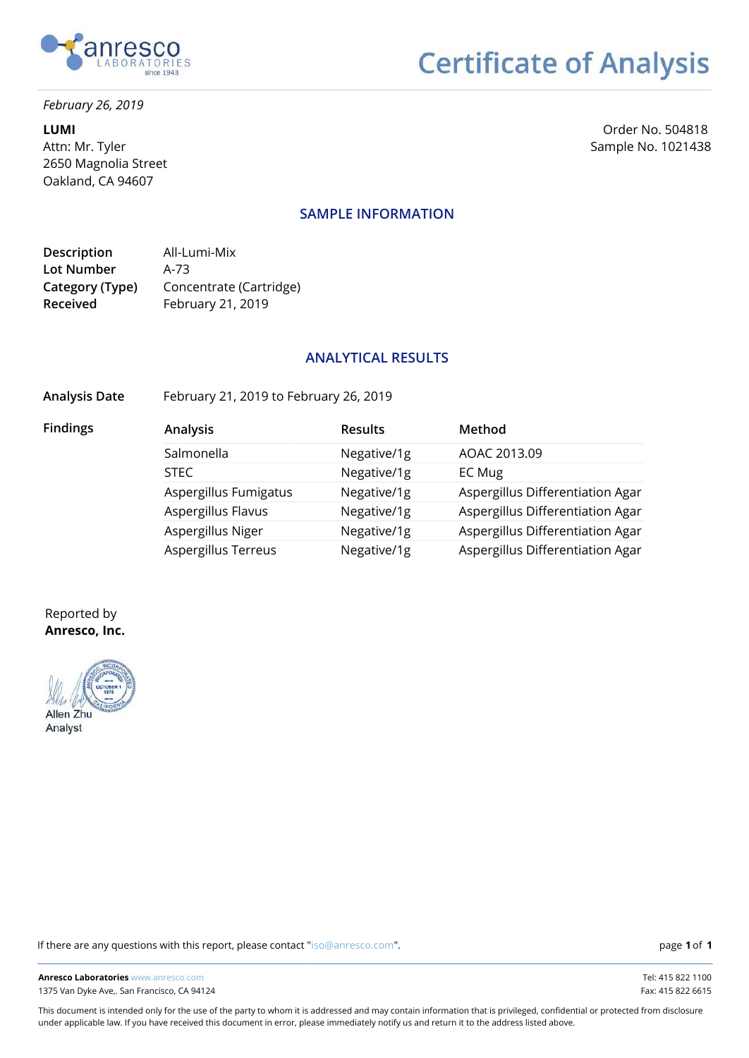anresco LABORATORIES since 1943

# Certificate of Analysis

*February 26, 2019*

**LUMI**
Attn: Mr. Tyler
2650 Magnolia Street
Oakland, CA 94607

Order No. 504818
Sample No. 1021438

## SAMPLE INFORMATION

| | |
|---|---|
| **Description** | All-Lumi-Mix |
| **Lot Number** | A-73 |
| **Category (Type)** | Concentrate (Cartridge) |
| **Received** | February 21, 2019 |

## ANALYTICAL RESULTS

**Analysis Date** February 21, 2019 to February 26, 2019

**Findings**

| Analysis | Results | Method |
|---|---|---|
| Salmonella | Negative/1g | AOAC 2013.09 |
| STEC | Negative/1g | EC Mug |
| Aspergillus Fumigatus | Negative/1g | Aspergillus Differentiation Agar |
| Aspergillus Flavus | Negative/1g | Aspergillus Differentiation Agar |
| Aspergillus Niger | Negative/1g | Aspergillus Differentiation Agar |
| Aspergillus Terreus | Negative/1g | Aspergillus Differentiation Agar |

Reported by
**Anresco, Inc.**

Allen Zhu
Analyst

If there are any questions with this report, please contact "iso@anresco.com".

**Anresco Laboratories** www.anresco.com
1375 Van Dyke Ave,. San Francisco, CA 94124

Tel: 415 822 1100
Fax: 415 822 6615

This document is intended only for the use of the party to whom it is addressed and may contain information that is privileged, confidential or protected from disclosure under applicable law. If you have received this document in error, please immediately notify us and return it to the address listed above.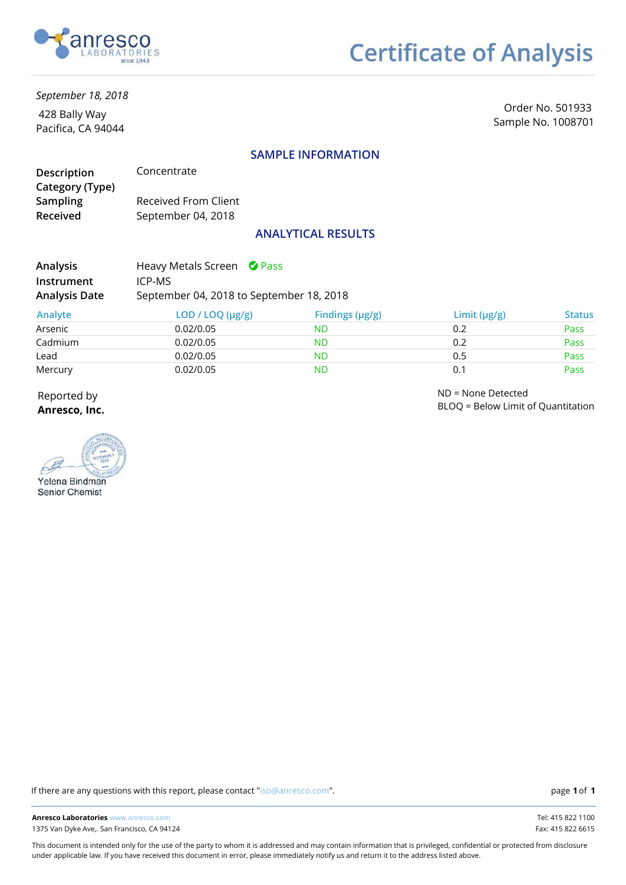anresco LABORATORIES since 1943

# Certificate of Analysis

*September 18, 2018*

428 Bally Way
Pacifica, CA 94044

Order No. 501933
Sample No. 1008701

## SAMPLE INFORMATION

**Description** Concentrate
**Category (Type)**
**Sampling** Received From Client
**Received** September 04, 2018

## ANALYTICAL RESULTS

**Analysis** Heavy Metals Screen ✔ Pass
**Instrument** ICP-MS
**Analysis Date** September 04, 2018 to September 18, 2018

| Analyte | LOD / LOQ (μg/g) | Findings (μg/g) | Limit (μg/g) | Status |
|---|---|---|---|---|
| Arsenic | 0.02/0.05 | ND | 0.2 | Pass |
| Cadmium | 0.02/0.05 | ND | 0.2 | Pass |
| Lead | 0.02/0.05 | ND | 0.5 | Pass |
| Mercury | 0.02/0.05 | ND | 0.1 | Pass |

ND = None Detected
BLOQ = Below Limit of Quantitation

Reported by
**Anresco, Inc.**

Yelena Bindman
Senior Chemist

If there are any questions with this report, please contact "iso@anresco.com".

**Anresco Laboratories** www.anresco.com
1375 Van Dyke Ave,. San Francisco, CA 94124

Tel: 415 822 1100
Fax: 415 822 6615

This document is intended only for the use of the party to whom it is addressed and may contain information that is privileged, confidential or protected from disclosure under applicable law. If you have received this document in error, please immediately notify us and return it to the address listed above.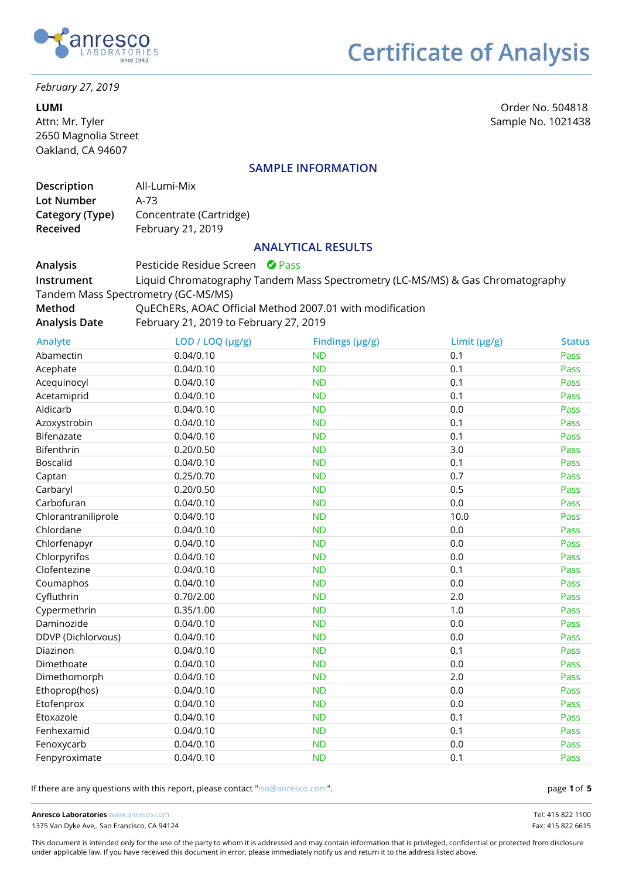# Certificate of Analysis

*February 27, 2019*

**LUMI**
Attn: Mr. Tyler
2650 Magnolia Street
Oakland, CA 94607

Order No. 504818
Sample No. 1021438

## SAMPLE INFORMATION

| | |
|---|---|
| **Description** | All-Lumi-Mix |
| **Lot Number** | A-73 |
| **Category (Type)** | Concentrate (Cartridge) |
| **Received** | February 21, 2019 |

## ANALYTICAL RESULTS

**Analysis** Pesticide Residue Screen ✔ Pass
**Instrument** Liquid Chromatography Tandem Mass Spectrometry (LC-MS/MS) & Gas Chromatography Tandem Mass Spectrometry (GC-MS/MS)
**Method** QuEChERs, AOAC Official Method 2007.01 with modification
**Analysis Date** February 21, 2019 to February 27, 2019

| Analyte | LOD / LOQ (µg/g) | Findings (µg/g) | Limit (µg/g) | Status |
|---|---|---|---|---|
| Abamectin | 0.04/0.10 | ND | 0.1 | Pass |
| Acephate | 0.04/0.10 | ND | 0.1 | Pass |
| Acequinocyl | 0.04/0.10 | ND | 0.1 | Pass |
| Acetamiprid | 0.04/0.10 | ND | 0.1 | Pass |
| Aldicarb | 0.04/0.10 | ND | 0.0 | Pass |
| Azoxystrobin | 0.04/0.10 | ND | 0.1 | Pass |
| Bifenazate | 0.04/0.10 | ND | 0.1 | Pass |
| Bifenthrin | 0.20/0.50 | ND | 3.0 | Pass |
| Boscalid | 0.04/0.10 | ND | 0.1 | Pass |
| Captan | 0.25/0.70 | ND | 0.7 | Pass |
| Carbaryl | 0.20/0.50 | ND | 0.5 | Pass |
| Carbofuran | 0.04/0.10 | ND | 0.0 | Pass |
| Chlorantraniliprole | 0.04/0.10 | ND | 10.0 | Pass |
| Chlordane | 0.04/0.10 | ND | 0.0 | Pass |
| Chlorfenapyr | 0.04/0.10 | ND | 0.0 | Pass |
| Chlorpyrifos | 0.04/0.10 | ND | 0.0 | Pass |
| Clofentezine | 0.04/0.10 | ND | 0.1 | Pass |
| Coumaphos | 0.04/0.10 | ND | 0.0 | Pass |
| Cyfluthrin | 0.70/2.00 | ND | 2.0 | Pass |
| Cypermethrin | 0.35/1.00 | ND | 1.0 | Pass |
| Daminozide | 0.04/0.10 | ND | 0.0 | Pass |
| DDVP (Dichlorvous) | 0.04/0.10 | ND | 0.0 | Pass |
| Diazinon | 0.04/0.10 | ND | 0.1 | Pass |
| Dimethoate | 0.04/0.10 | ND | 0.0 | Pass |
| Dimethomorph | 0.04/0.10 | ND | 2.0 | Pass |
| Ethoprop(hos) | 0.04/0.10 | ND | 0.0 | Pass |
| Etofenprox | 0.04/0.10 | ND | 0.0 | Pass |
| Etoxazole | 0.04/0.10 | ND | 0.1 | Pass |
| Fenhexamid | 0.04/0.10 | ND | 0.1 | Pass |
| Fenoxycarb | 0.04/0.10 | ND | 0.0 | Pass |
| Fenpyroximate | 0.04/0.10 | ND | 0.1 | Pass |

If there are any questions with this report, please contact "iso@anresco.com".

**Anresco Laboratories** www.anresco.com
1375 Van Dyke Ave,. San Francisco, CA 94124
Tel: 415 822 1100
Fax: 415 822 6615

This document is intended only for the use of the party to whom it is addressed and may contain information that is privileged, confidential or protected from disclosure under applicable law. If you have received this document in error, please immediately notify us and return it to the address listed above.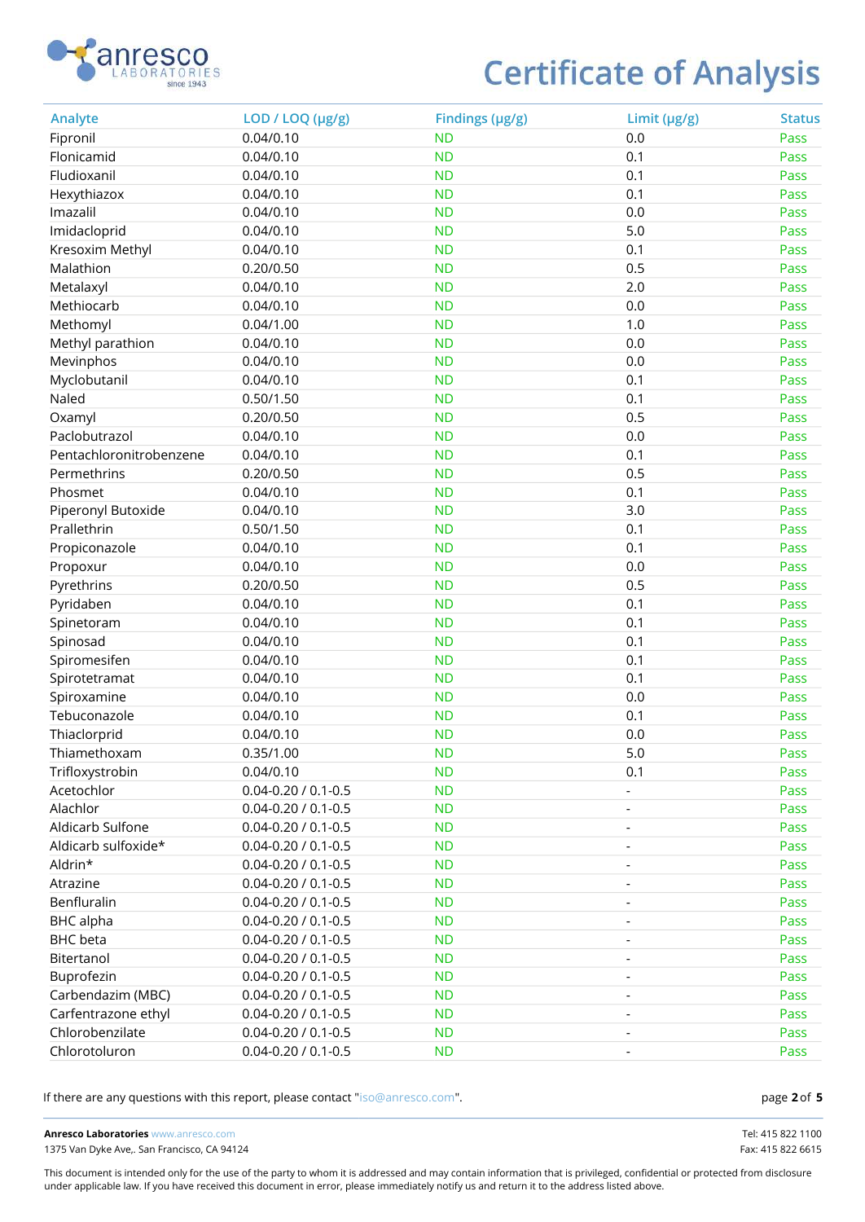# Certificate of Analysis

| Analyte | LOD / LOQ (µg/g) | Findings (µg/g) | Limit (µg/g) | Status |
|---|---|---|---|---|
| Fipronil | 0.04/0.10 | ND | 0.0 | Pass |
| Flonicamid | 0.04/0.10 | ND | 0.1 | Pass |
| Fludioxanil | 0.04/0.10 | ND | 0.1 | Pass |
| Hexythiazox | 0.04/0.10 | ND | 0.1 | Pass |
| Imazalil | 0.04/0.10 | ND | 0.0 | Pass |
| Imidacloprid | 0.04/0.10 | ND | 5.0 | Pass |
| Kresoxim Methyl | 0.04/0.10 | ND | 0.1 | Pass |
| Malathion | 0.20/0.50 | ND | 0.5 | Pass |
| Metalaxyl | 0.04/0.10 | ND | 2.0 | Pass |
| Methiocarb | 0.04/0.10 | ND | 0.0 | Pass |
| Methomyl | 0.04/1.00 | ND | 1.0 | Pass |
| Methyl parathion | 0.04/0.10 | ND | 0.0 | Pass |
| Mevinphos | 0.04/0.10 | ND | 0.0 | Pass |
| Myclobutanil | 0.04/0.10 | ND | 0.1 | Pass |
| Naled | 0.50/1.50 | ND | 0.1 | Pass |
| Oxamyl | 0.20/0.50 | ND | 0.5 | Pass |
| Paclobutrazol | 0.04/0.10 | ND | 0.0 | Pass |
| Pentachloronitrobenzene | 0.04/0.10 | ND | 0.1 | Pass |
| Permethrins | 0.20/0.50 | ND | 0.5 | Pass |
| Phosmet | 0.04/0.10 | ND | 0.1 | Pass |
| Piperonyl Butoxide | 0.04/0.10 | ND | 3.0 | Pass |
| Prallethrin | 0.50/1.50 | ND | 0.1 | Pass |
| Propiconazole | 0.04/0.10 | ND | 0.1 | Pass |
| Propoxur | 0.04/0.10 | ND | 0.0 | Pass |
| Pyrethrins | 0.20/0.50 | ND | 0.5 | Pass |
| Pyridaben | 0.04/0.10 | ND | 0.1 | Pass |
| Spinetoram | 0.04/0.10 | ND | 0.1 | Pass |
| Spinosad | 0.04/0.10 | ND | 0.1 | Pass |
| Spiromesifen | 0.04/0.10 | ND | 0.1 | Pass |
| Spirotetramat | 0.04/0.10 | ND | 0.1 | Pass |
| Spiroxamine | 0.04/0.10 | ND | 0.0 | Pass |
| Tebuconazole | 0.04/0.10 | ND | 0.1 | Pass |
| Thiaclorprid | 0.04/0.10 | ND | 0.0 | Pass |
| Thiamethoxam | 0.35/1.00 | ND | 5.0 | Pass |
| Trifloxystrobin | 0.04/0.10 | ND | 0.1 | Pass |
| Acetochlor | 0.04-0.20 / 0.1-0.5 | ND | - | Pass |
| Alachlor | 0.04-0.20 / 0.1-0.5 | ND | - | Pass |
| Aldicarb Sulfone | 0.04-0.20 / 0.1-0.5 | ND | - | Pass |
| Aldicarb sulfoxide* | 0.04-0.20 / 0.1-0.5 | ND | - | Pass |
| Aldrin* | 0.04-0.20 / 0.1-0.5 | ND | - | Pass |
| Atrazine | 0.04-0.20 / 0.1-0.5 | ND | - | Pass |
| Benfluralin | 0.04-0.20 / 0.1-0.5 | ND | - | Pass |
| BHC alpha | 0.04-0.20 / 0.1-0.5 | ND | - | Pass |
| BHC beta | 0.04-0.20 / 0.1-0.5 | ND | - | Pass |
| Bitertanol | 0.04-0.20 / 0.1-0.5 | ND | - | Pass |
| Buprofezin | 0.04-0.20 / 0.1-0.5 | ND | - | Pass |
| Carbendazim (MBC) | 0.04-0.20 / 0.1-0.5 | ND | - | Pass |
| Carfentrazone ethyl | 0.04-0.20 / 0.1-0.5 | ND | - | Pass |
| Chlorobenzilate | 0.04-0.20 / 0.1-0.5 | ND | - | Pass |
| Chlorotoluron | 0.04-0.20 / 0.1-0.5 | ND | - | Pass |

If there are any questions with this report, please contact "iso@anresco.com".

**Anresco Laboratories** www.anresco.com
1375 Van Dyke Ave,. San Francisco, CA 94124

Tel: 415 822 1100
Fax: 415 822 6615

This document is intended only for the use of the party to whom it is addressed and may contain information that is privileged, confidential or protected from disclosure under applicable law. If you have received this document in error, please immediately notify us and return it to the address listed above.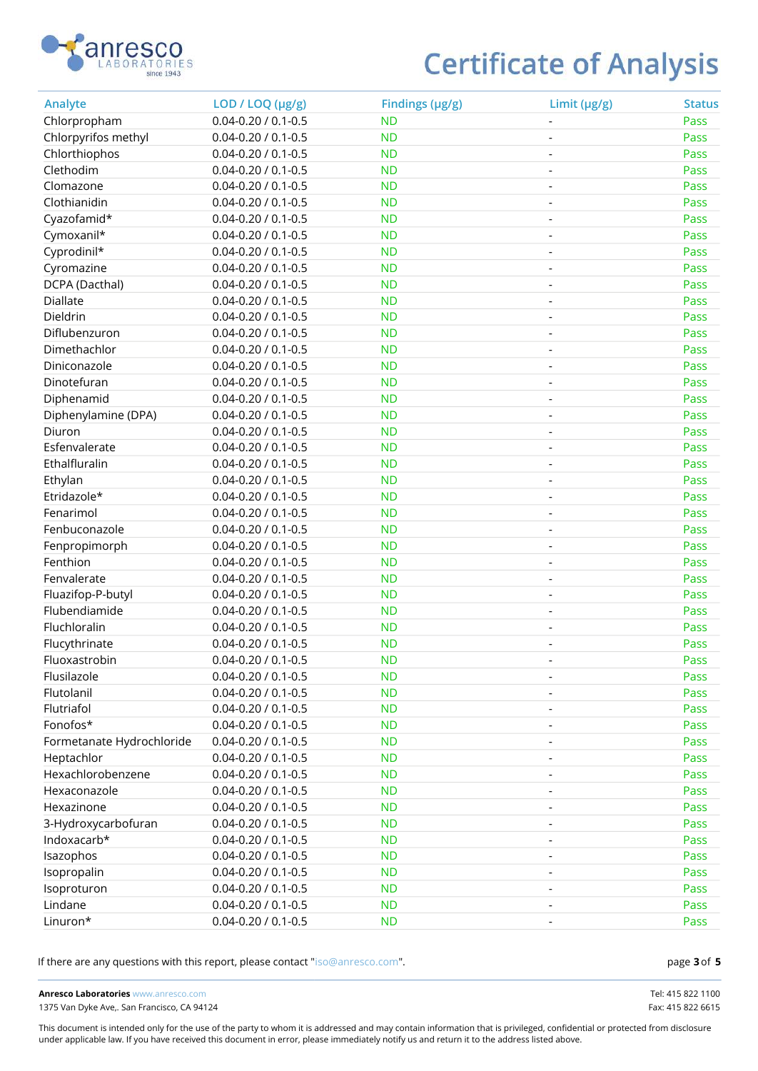# Certificate of Analysis

| Analyte | LOD / LOQ (μg/g) | Findings (μg/g) | Limit (μg/g) | Status |
|---|---|---|---|---|
| Chlorpropham | 0.04-0.20 / 0.1-0.5 | ND | - | Pass |
| Chlorpyrifos methyl | 0.04-0.20 / 0.1-0.5 | ND | - | Pass |
| Chlorthiophos | 0.04-0.20 / 0.1-0.5 | ND | - | Pass |
| Clethodim | 0.04-0.20 / 0.1-0.5 | ND | - | Pass |
| Clomazone | 0.04-0.20 / 0.1-0.5 | ND | - | Pass |
| Clothianidin | 0.04-0.20 / 0.1-0.5 | ND | - | Pass |
| Cyazofamid* | 0.04-0.20 / 0.1-0.5 | ND | - | Pass |
| Cymoxanil* | 0.04-0.20 / 0.1-0.5 | ND | - | Pass |
| Cyprodinil* | 0.04-0.20 / 0.1-0.5 | ND | - | Pass |
| Cyromazine | 0.04-0.20 / 0.1-0.5 | ND | - | Pass |
| DCPA (Dacthal) | 0.04-0.20 / 0.1-0.5 | ND | - | Pass |
| Diallate | 0.04-0.20 / 0.1-0.5 | ND | - | Pass |
| Dieldrin | 0.04-0.20 / 0.1-0.5 | ND | - | Pass |
| Diflubenzuron | 0.04-0.20 / 0.1-0.5 | ND | - | Pass |
| Dimethachlor | 0.04-0.20 / 0.1-0.5 | ND | - | Pass |
| Diniconazole | 0.04-0.20 / 0.1-0.5 | ND | - | Pass |
| Dinotefuran | 0.04-0.20 / 0.1-0.5 | ND | - | Pass |
| Diphenamid | 0.04-0.20 / 0.1-0.5 | ND | - | Pass |
| Diphenylamine (DPA) | 0.04-0.20 / 0.1-0.5 | ND | - | Pass |
| Diuron | 0.04-0.20 / 0.1-0.5 | ND | - | Pass |
| Esfenvalerate | 0.04-0.20 / 0.1-0.5 | ND | - | Pass |
| Ethalfluralin | 0.04-0.20 / 0.1-0.5 | ND | - | Pass |
| Ethylan | 0.04-0.20 / 0.1-0.5 | ND | - | Pass |
| Etridazole* | 0.04-0.20 / 0.1-0.5 | ND | - | Pass |
| Fenarimol | 0.04-0.20 / 0.1-0.5 | ND | - | Pass |
| Fenbuconazole | 0.04-0.20 / 0.1-0.5 | ND | - | Pass |
| Fenpropimorph | 0.04-0.20 / 0.1-0.5 | ND | - | Pass |
| Fenthion | 0.04-0.20 / 0.1-0.5 | ND | - | Pass |
| Fenvalerate | 0.04-0.20 / 0.1-0.5 | ND | - | Pass |
| Fluazifop-P-butyl | 0.04-0.20 / 0.1-0.5 | ND | - | Pass |
| Flubendiamide | 0.04-0.20 / 0.1-0.5 | ND | - | Pass |
| Fluchloralin | 0.04-0.20 / 0.1-0.5 | ND | - | Pass |
| Flucythrinate | 0.04-0.20 / 0.1-0.5 | ND | - | Pass |
| Fluoxastrobin | 0.04-0.20 / 0.1-0.5 | ND | - | Pass |
| Flusilazole | 0.04-0.20 / 0.1-0.5 | ND | - | Pass |
| Flutolanil | 0.04-0.20 / 0.1-0.5 | ND | - | Pass |
| Flutriafol | 0.04-0.20 / 0.1-0.5 | ND | - | Pass |
| Fonofos* | 0.04-0.20 / 0.1-0.5 | ND | - | Pass |
| Formetanate Hydrochloride | 0.04-0.20 / 0.1-0.5 | ND | - | Pass |
| Heptachlor | 0.04-0.20 / 0.1-0.5 | ND | - | Pass |
| Hexachlorobenzene | 0.04-0.20 / 0.1-0.5 | ND | - | Pass |
| Hexaconazole | 0.04-0.20 / 0.1-0.5 | ND | - | Pass |
| Hexazinone | 0.04-0.20 / 0.1-0.5 | ND | - | Pass |
| 3-Hydroxycarbofuran | 0.04-0.20 / 0.1-0.5 | ND | - | Pass |
| Indoxacarb* | 0.04-0.20 / 0.1-0.5 | ND | - | Pass |
| Isazophos | 0.04-0.20 / 0.1-0.5 | ND | - | Pass |
| Isopropalin | 0.04-0.20 / 0.1-0.5 | ND | - | Pass |
| Isoproturon | 0.04-0.20 / 0.1-0.5 | ND | - | Pass |
| Lindane | 0.04-0.20 / 0.1-0.5 | ND | - | Pass |
| Linuron* | 0.04-0.20 / 0.1-0.5 | ND | - | Pass |

If there are any questions with this report, please contact "iso@anresco.com".

**Anresco Laboratories** www.anresco.com
1375 Van Dyke Ave,. San Francisco, CA 94124

Tel: 415 822 1100
Fax: 415 822 6615

This document is intended only for the use of the party to whom it is addressed and may contain information that is privileged, confidential or protected from disclosure under applicable law. If you have received this document in error, please immediately notify us and return it to the address listed above.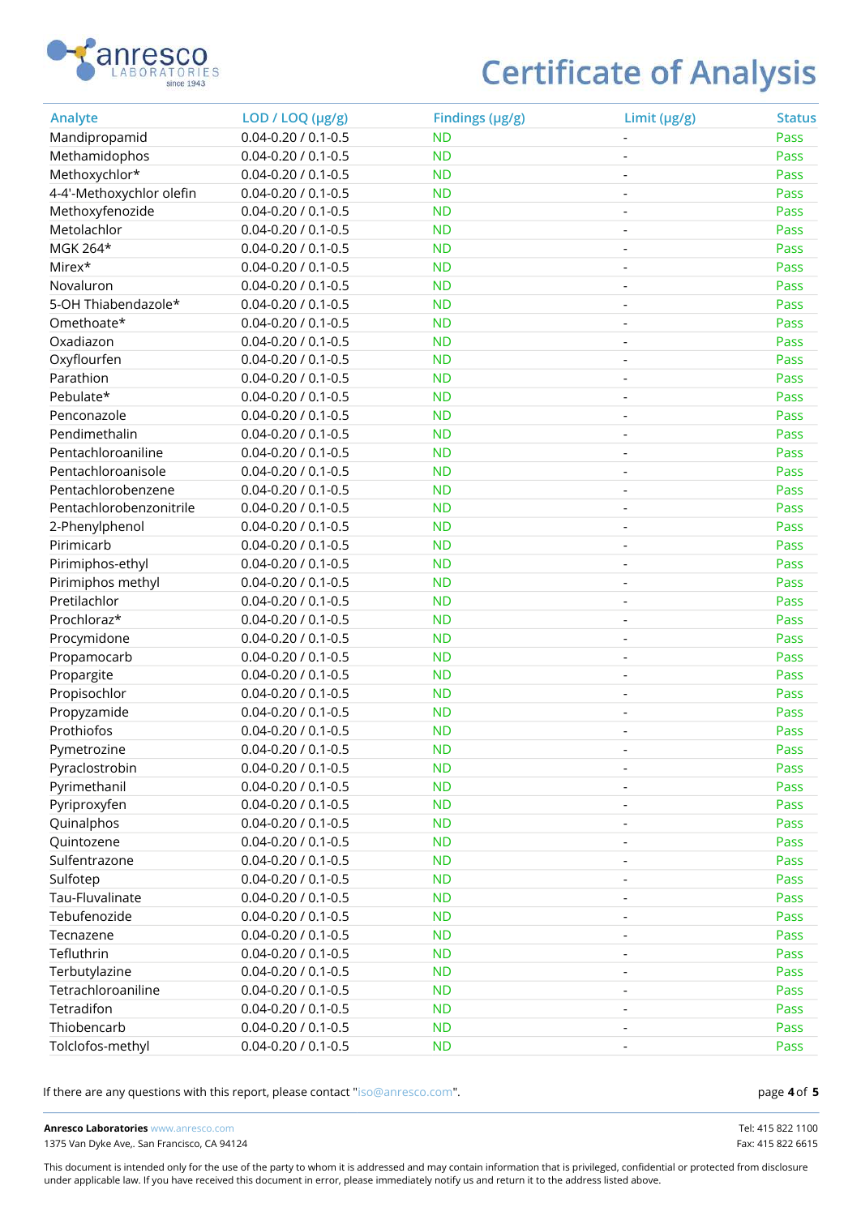# Certificate of Analysis

| Analyte | LOD / LOQ (µg/g) | Findings (µg/g) | Limit (µg/g) | Status |
|---|---|---|---|---|
| Mandipropamid | 0.04-0.20 / 0.1-0.5 | ND | - | Pass |
| Methamidophos | 0.04-0.20 / 0.1-0.5 | ND | - | Pass |
| Methoxychlor* | 0.04-0.20 / 0.1-0.5 | ND | - | Pass |
| 4-4'-Methoxychlor olefin | 0.04-0.20 / 0.1-0.5 | ND | - | Pass |
| Methoxyfenozide | 0.04-0.20 / 0.1-0.5 | ND | - | Pass |
| Metolachlor | 0.04-0.20 / 0.1-0.5 | ND | - | Pass |
| MGK 264* | 0.04-0.20 / 0.1-0.5 | ND | - | Pass |
| Mirex* | 0.04-0.20 / 0.1-0.5 | ND | - | Pass |
| Novaluron | 0.04-0.20 / 0.1-0.5 | ND | - | Pass |
| 5-OH Thiabendazole* | 0.04-0.20 / 0.1-0.5 | ND | - | Pass |
| Omethoate* | 0.04-0.20 / 0.1-0.5 | ND | - | Pass |
| Oxadiazon | 0.04-0.20 / 0.1-0.5 | ND | - | Pass |
| Oxyflourfen | 0.04-0.20 / 0.1-0.5 | ND | - | Pass |
| Parathion | 0.04-0.20 / 0.1-0.5 | ND | - | Pass |
| Pebulate* | 0.04-0.20 / 0.1-0.5 | ND | - | Pass |
| Penconazole | 0.04-0.20 / 0.1-0.5 | ND | - | Pass |
| Pendimethalin | 0.04-0.20 / 0.1-0.5 | ND | - | Pass |
| Pentachloroaniline | 0.04-0.20 / 0.1-0.5 | ND | - | Pass |
| Pentachloroanisole | 0.04-0.20 / 0.1-0.5 | ND | - | Pass |
| Pentachlorobenzene | 0.04-0.20 / 0.1-0.5 | ND | - | Pass |
| Pentachlorobenzonitrile | 0.04-0.20 / 0.1-0.5 | ND | - | Pass |
| 2-Phenylphenol | 0.04-0.20 / 0.1-0.5 | ND | - | Pass |
| Pirimicarb | 0.04-0.20 / 0.1-0.5 | ND | - | Pass |
| Pirimiphos-ethyl | 0.04-0.20 / 0.1-0.5 | ND | - | Pass |
| Pirimiphos methyl | 0.04-0.20 / 0.1-0.5 | ND | - | Pass |
| Pretilachlor | 0.04-0.20 / 0.1-0.5 | ND | - | Pass |
| Prochloraz* | 0.04-0.20 / 0.1-0.5 | ND | - | Pass |
| Procymidone | 0.04-0.20 / 0.1-0.5 | ND | - | Pass |
| Propamocarb | 0.04-0.20 / 0.1-0.5 | ND | - | Pass |
| Propargite | 0.04-0.20 / 0.1-0.5 | ND | - | Pass |
| Propisochlor | 0.04-0.20 / 0.1-0.5 | ND | - | Pass |
| Propyzamide | 0.04-0.20 / 0.1-0.5 | ND | - | Pass |
| Prothiofos | 0.04-0.20 / 0.1-0.5 | ND | - | Pass |
| Pymetrozine | 0.04-0.20 / 0.1-0.5 | ND | - | Pass |
| Pyraclostrobin | 0.04-0.20 / 0.1-0.5 | ND | - | Pass |
| Pyrimethanil | 0.04-0.20 / 0.1-0.5 | ND | - | Pass |
| Pyriproxyfen | 0.04-0.20 / 0.1-0.5 | ND | - | Pass |
| Quinalphos | 0.04-0.20 / 0.1-0.5 | ND | - | Pass |
| Quintozene | 0.04-0.20 / 0.1-0.5 | ND | - | Pass |
| Sulfentrazone | 0.04-0.20 / 0.1-0.5 | ND | - | Pass |
| Sulfotep | 0.04-0.20 / 0.1-0.5 | ND | - | Pass |
| Tau-Fluvalinate | 0.04-0.20 / 0.1-0.5 | ND | - | Pass |
| Tebufenozide | 0.04-0.20 / 0.1-0.5 | ND | - | Pass |
| Tecnazene | 0.04-0.20 / 0.1-0.5 | ND | - | Pass |
| Tefluthrin | 0.04-0.20 / 0.1-0.5 | ND | - | Pass |
| Terbutylazine | 0.04-0.20 / 0.1-0.5 | ND | - | Pass |
| Tetrachloroaniline | 0.04-0.20 / 0.1-0.5 | ND | - | Pass |
| Tetradifon | 0.04-0.20 / 0.1-0.5 | ND | - | Pass |
| Thiobencarb | 0.04-0.20 / 0.1-0.5 | ND | - | Pass |
| Tolclofos-methyl | 0.04-0.20 / 0.1-0.5 | ND | - | Pass |

If there are any questions with this report, please contact "iso@anresco.com".

**Anresco Laboratories** www.anresco.com
1375 Van Dyke Ave,. San Francisco, CA 94124

Tel: 415 822 1100
Fax: 415 822 6615

This document is intended only for the use of the party to whom it is addressed and may contain information that is privileged, confidential or protected from disclosure under applicable law. If you have received this document in error, please immediately notify us and return it to the address listed above.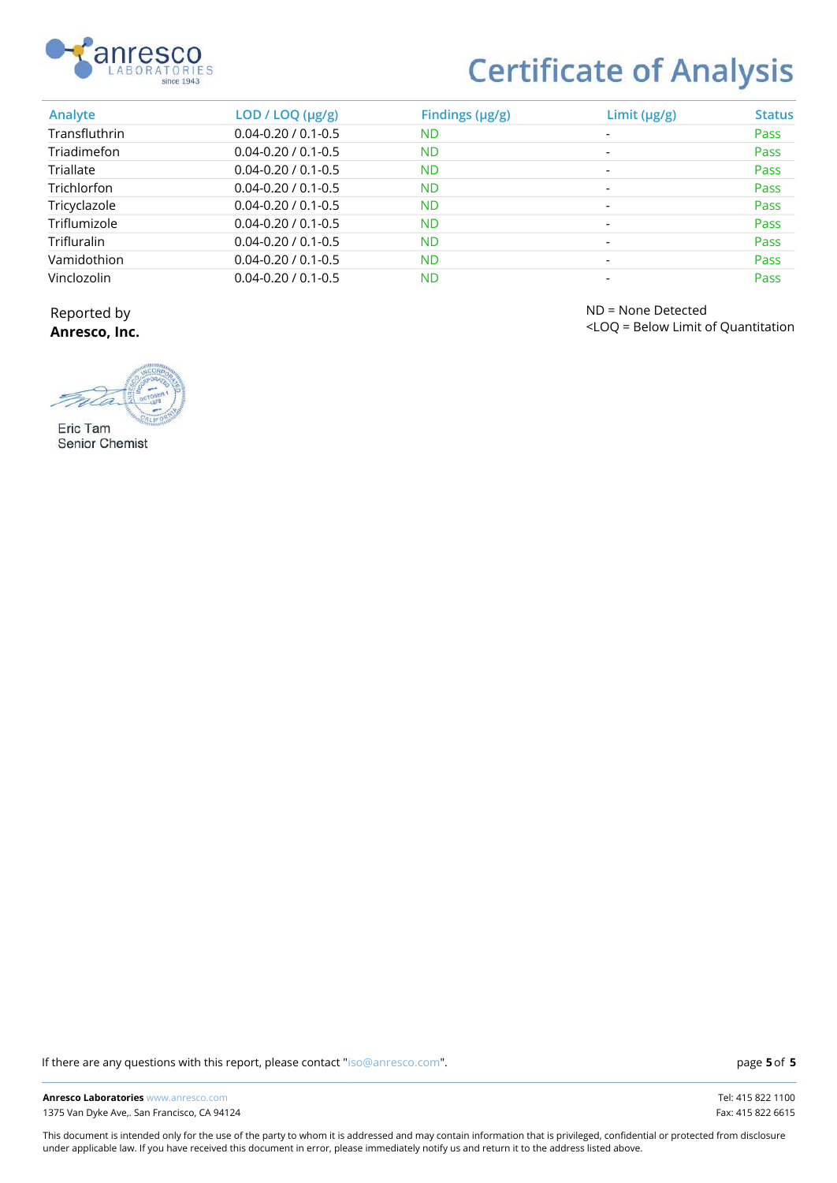# Certificate of Analysis

| Analyte | LOD / LOQ (µg/g) | Findings (µg/g) | Limit (µg/g) | Status |
|---|---|---|---|---|
| Transfluthrin | 0.04-0.20 / 0.1-0.5 | ND | - | Pass |
| Triadimefon | 0.04-0.20 / 0.1-0.5 | ND | - | Pass |
| Triallate | 0.04-0.20 / 0.1-0.5 | ND | - | Pass |
| Trichlorfon | 0.04-0.20 / 0.1-0.5 | ND | - | Pass |
| Tricyclazole | 0.04-0.20 / 0.1-0.5 | ND | - | Pass |
| Triflumizole | 0.04-0.20 / 0.1-0.5 | ND | - | Pass |
| Trifluralin | 0.04-0.20 / 0.1-0.5 | ND | - | Pass |
| Vamidothion | 0.04-0.20 / 0.1-0.5 | ND | - | Pass |
| Vinclozolin | 0.04-0.20 / 0.1-0.5 | ND | - | Pass |

Reported by
**Anresco, Inc.**

Eric Tam
Senior Chemist

ND = None Detected
<LOQ = Below Limit of Quantitation

If there are any questions with this report, please contact "iso@anresco.com".

**Anresco Laboratories** www.anresco.com
1375 Van Dyke Ave,. San Francisco, CA 94124

Tel: 415 822 1100
Fax: 415 822 6615

This document is intended only for the use of the party to whom it is addressed and may contain information that is privileged, confidential or protected from disclosure under applicable law. If you have received this document in error, please immediately notify us and return it to the address listed above.